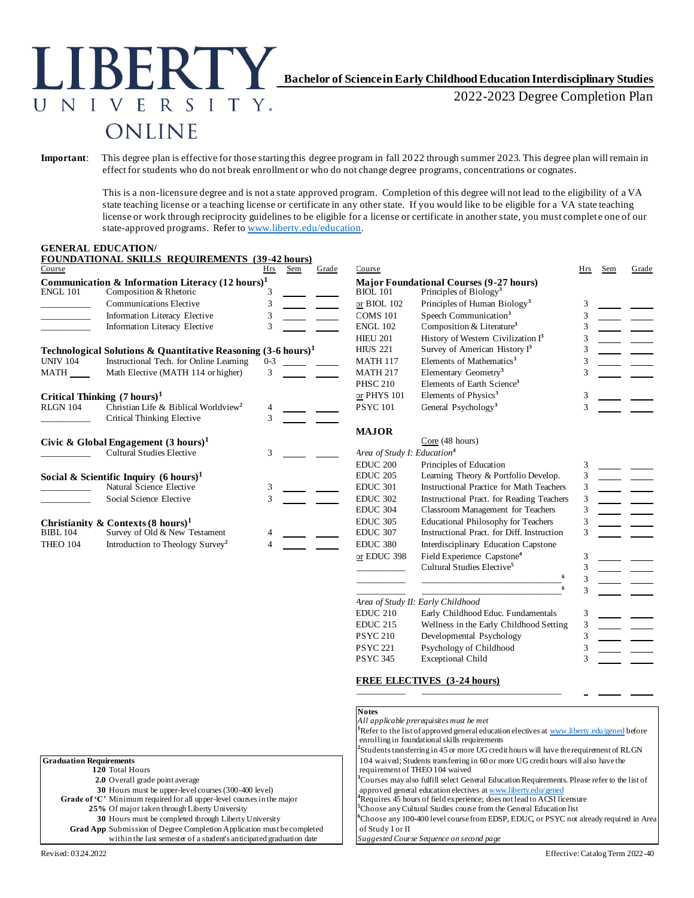# LIBERTY UNIVERSITY ONLINE

## Bachelor of Science in Early Childhood Education Interdisciplinary Studies

2022-2023 Degree Completion Plan

**Important**: This degree plan is effective for those starting this degree program in fall 2022 through summer 2023. This degree plan will remain in effect for students who do not break enrollment or who do not change degree programs, concentrations or cognates.

This is a non-licensure degree and is not a state approved program. Completion of this degree will not lead to the eligibility of a VA state teaching license or a teaching license or certificate in any other state. If you would like to be eligible for a VA state teaching license or work through reciprocity guidelines to be eligible for a license or certificate in another state, you must complete one of our state-approved programs. Refer to www.liberty.edu/education.

### GENERAL EDUCATION/ FOUNDATIONAL SKILLS REQUIREMENTS (39-42 hours)

| Course | | Hrs | Sem | Grade |
|---|---|---|---|---|
| **Communication & Information Literacy (12 hours)[1]** | | | | |
| ENGL 101 | Composition & Rhetoric | 3 | | |
| ______ | Communications Elective | 3 | | |
| ______ | Information Literacy Elective | 3 | | |
| ______ | Information Literacy Elective | 3 | | |
| **Technological Solutions & Quantitative Reasoning (3-6 hours)[1]** | | | | |
| UNIV 104 | Instructional Tech. for Online Learning | 0-3 | | |
| MATH ____ | Math Elective (MATH 114 or higher) | 3 | | |
| **Critical Thinking (7 hours)[1]** | | | | |
| RLGN 104 | Christian Life & Biblical Worldview[2] | 4 | | |
| ______ | Critical Thinking Elective | 3 | | |
| **Civic & Global Engagement (3 hours)[1]** | | | | |
| ______ | Cultural Studies Elective | 3 | | |
| **Social & Scientific Inquiry (6 hours)[1]** | | | | |
| ______ | Natural Science Elective | 3 | | |
| ______ | Social Science Elective | 3 | | |
| **Christianity & Contexts (8 hours)[1]** | | | | |
| BIBL 104 | Survey of Old & New Testament | 4 | | |
| THEO 104 | Introduction to Theology Survey[2] | 4 | | |

### Major Foundational Courses (9-27 hours)

| Course | | Hrs | Sem | Grade |
|---|---|---|---|---|
| BIOL 101 | Principles of Biology[3] | | | |
| or BIOL 102 | Principles of Human Biology[3] | 3 | | |
| COMS 101 | Speech Communication[3] | 3 | | |
| ENGL 102 | Composition & Literature[3] | 3 | | |
| HIEU 201 | History of Western Civilization I[3] | 3 | | |
| HIUS 221 | Survey of American History I[3] | 3 | | |
| MATH 117 | Elements of Mathematics[3] | 3 | | |
| MATH 217 | Elementary Geometry[3] | 3 | | |
| PHSC 210 | Elements of Earth Science[3] | | | |
| or PHYS 101 | Elements of Physics[3] | 3 | | |
| PSYC 101 | General Psychology[3] | 3 | | |

### MAJOR

Core (48 hours)

| Course | | Hrs | Sem | Grade |
|---|---|---|---|---|
| *Area of Study I: Education[4]* | | | | |
| EDUC 200 | Principles of Education | 3 | | |
| EDUC 205 | Learning Theory & Portfolio Develop. | 3 | | |
| EDUC 301 | Instructional Practice for Math Teachers | 3 | | |
| EDUC 302 | Instructional Pract. for Reading Teachers | 3 | | |
| EDUC 304 | Classroom Management for Teachers | 3 | | |
| EDUC 305 | Educational Philosophy for Teachers | 3 | | |
| EDUC 307 | Instructional Pract. for Diff. Instruction | 3 | | |
| EDUC 380 | Interdisciplinary Education Capstone | | | |
| or EDUC 398 | Field Experience Capstone[4] | 3 | | |
| ______ | Cultural Studies Elective[5] | 3 | | |
| ______ | ______[6] | 3 | | |
| ______ | ______[6] | 3 | | |
| *Area of Study II: Early Childhood* | | | | |
| EDUC 210 | Early Childhood Educ. Fundamentals | 3 | | |
| EDUC 215 | Wellness in the Early Childhood Setting | 3 | | |
| PSYC 210 | Developmental Psychology | 3 | | |
| PSYC 221 | Psychology of Childhood | 3 | | |
| PSYC 345 | Exceptional Child | 3 | | |

### FREE ELECTIVES (3-24 hours)

| ______ | ______ | ___ | ___ | ___ |
|---|---|---|---|---|

**Graduation Requirements**

- **120** Total Hours
- **2.0** Overall grade point average
- **30** Hours must be upper-level courses (300-400 level)
- **Grade of 'C'** Minimum required for all upper-level courses in the major
- **25%** Of major taken through Liberty University
- **30** Hours must be completed through Liberty University
- **Grad App** Submission of Degree Completion Application must be completed within the last semester of a student's anticipated graduation date

**Notes**

*All applicable prerequisites must be met*

[1]Refer to the list of approved general education electives at www.liberty.edu/gened before enrolling in foundational skills requirements

[2]Students transferring in 45 or more UG credit hours will have the requirement of RLGN 104 waived; Students transferring in 60 or more UG credit hours will also have the requirement of THEO 104 waived

[3]Courses may also fulfill select General Education Requirements. Please refer to the list of approved general education electives at www.liberty.edu/gened

[4]Requires 45 hours of field experience; does not lead to ACSI licensure

[5]Choose any Cultural Studies course from the General Education list

[6]Choose any 100-400 level course from EDSP, EDUC, or PSYC not already required in Area of Study I or II

*Suggested Course Sequence on second page*

Revised: 03.24.2022

Effective: Catalog Term 2022-40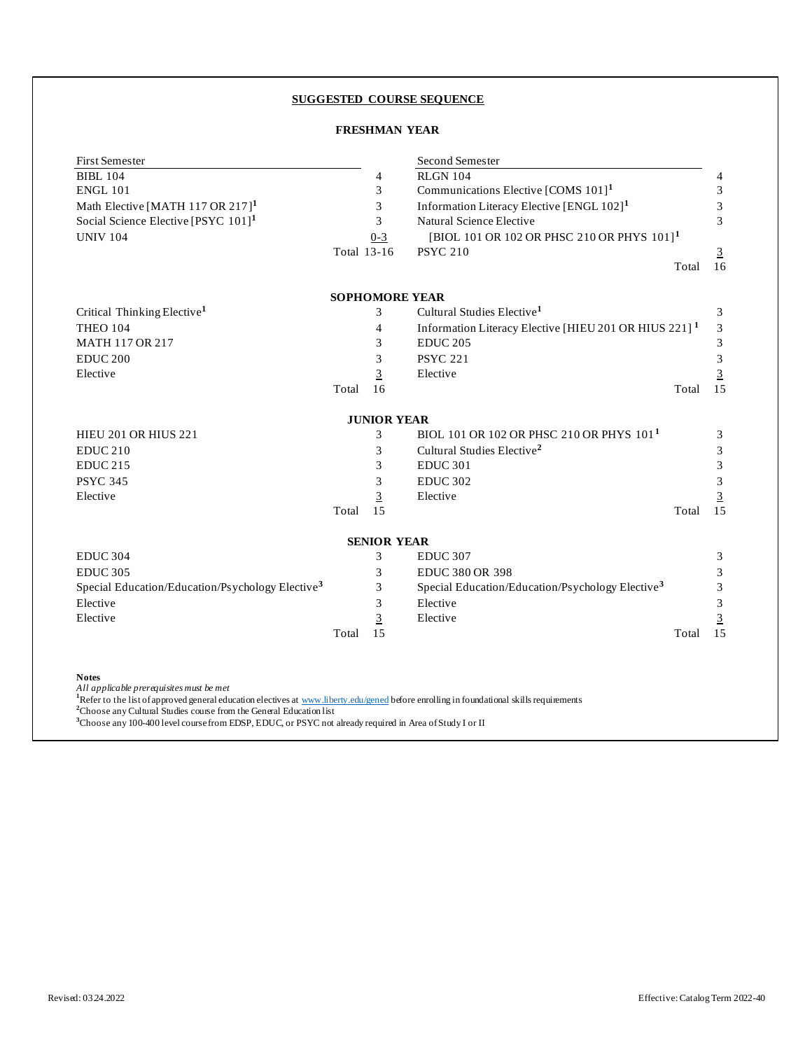## SUGGESTED COURSE SEQUENCE

### FRESHMAN YEAR

| First Semester | | Second Semester | |
|---|---|---|---|
| BIBL 104 | 4 | RLGN 104 | 4 |
| ENGL 101 | 3 | Communications Elective [COMS 101][1] | 3 |
| Math Elective [MATH 117 OR 217][1] | 3 | Information Literacy Elective [ENGL 102][1] | 3 |
| Social Science Elective [PSYC 101][1] | 3 | Natural Science Elective | 3 |
| UNIV 104 | 0-3 | [BIOL 101 OR 102 OR PHSC 210 OR PHYS 101][1] | |
| | Total 13-16 | PSYC 210 | 3 |
| | | Total | 16 |

### SOPHOMORE YEAR

| | | | |
|---|---|---|---|
| Critical Thinking Elective[1] | 3 | Cultural Studies Elective[1] | 3 |
| THEO 104 | 4 | Information Literacy Elective [HIEU 201 OR HIUS 221][1] | 3 |
| MATH 117 OR 217 | 3 | EDUC 205 | 3 |
| EDUC 200 | 3 | PSYC 221 | 3 |
| Elective | 3 | Elective | 3 |
| Total | 16 | Total | 15 |

### JUNIOR YEAR

| | | | |
|---|---|---|---|
| HIEU 201 OR HIUS 221 | 3 | BIOL 101 OR 102 OR PHSC 210 OR PHYS 101[1] | 3 |
| EDUC 210 | 3 | Cultural Studies Elective[2] | 3 |
| EDUC 215 | 3 | EDUC 301 | 3 |
| PSYC 345 | 3 | EDUC 302 | 3 |
| Elective | 3 | Elective | 3 |
| Total | 15 | Total | 15 |

### SENIOR YEAR

| | | | |
|---|---|---|---|
| EDUC 304 | 3 | EDUC 307 | 3 |
| EDUC 305 | 3 | EDUC 380 OR 398 | 3 |
| Special Education/Education/Psychology Elective[3] | 3 | Special Education/Education/Psychology Elective[3] | 3 |
| Elective | 3 | Elective | 3 |
| Elective | 3 | Elective | 3 |
| Total | 15 | Total | 15 |

**Notes**

*All applicable prerequisites must be met*

[1]Refer to the list of approved general education electives at www.liberty.edu/gened before enrolling in foundational skills requirements

[2]Choose any Cultural Studies course from the General Education list

[3]Choose any 100-400 level course from EDSP, EDUC, or PSYC not already required in Area of Study I or II

Revised: 03.24.2022

Effective: Catalog Term 2022-40